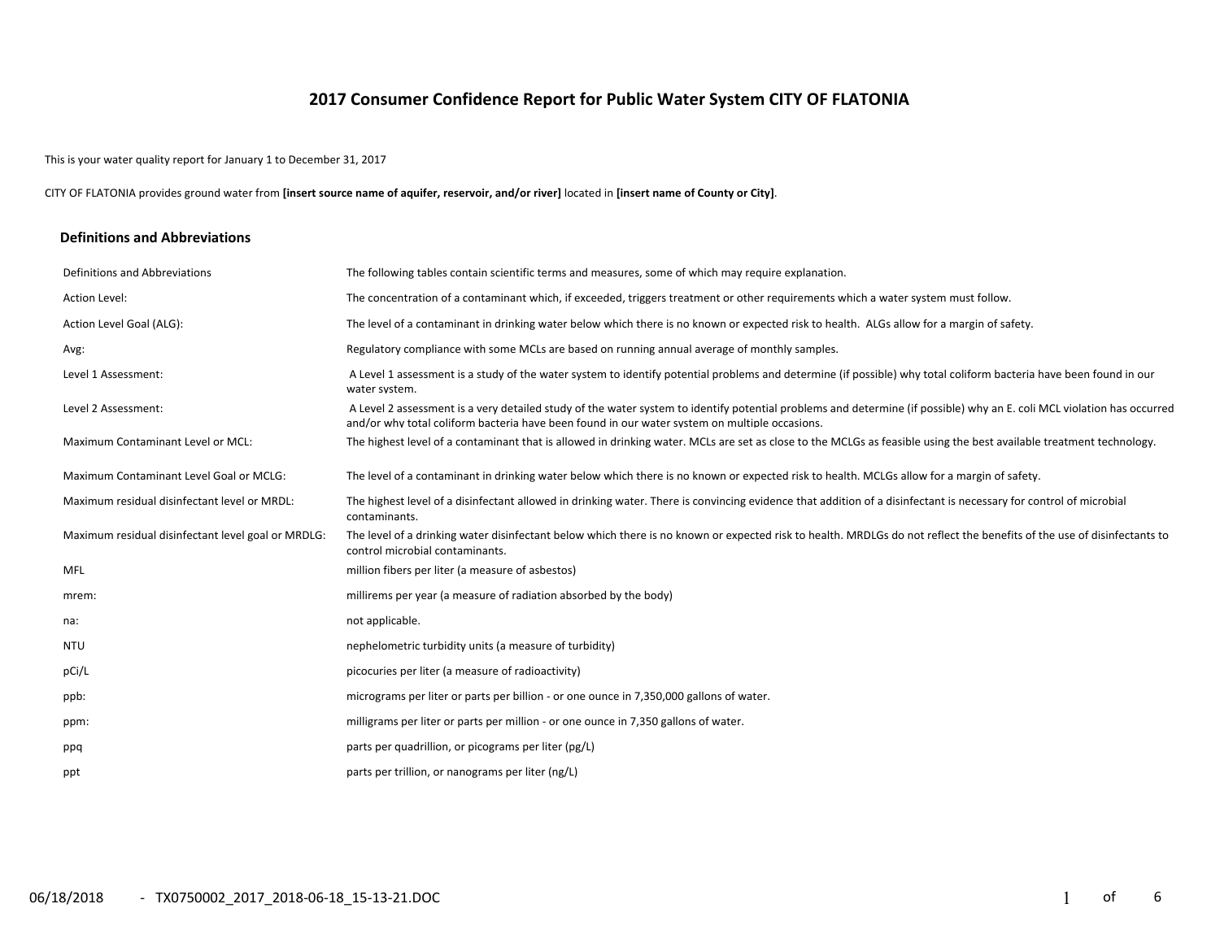# 2017 Consumer Confidence Report for Public Water System CITY OF FLATONIA

This is your water quality report for January 1 to December 31, 2017

CITY OF FLATONIA provides ground water from **[insert source name of aquifer, reservoir, and/or river]** located in **[insert name of County or City]**.

## Definitions and Abbreviations

| | |
|---|---|
| Definitions and Abbreviations | The following tables contain scientific terms and measures, some of which may require explanation. |
| Action Level: | The concentration of a contaminant which, if exceeded, triggers treatment or other requirements which a water system must follow. |
| Action Level Goal (ALG): | The level of a contaminant in drinking water below which there is no known or expected risk to health. ALGs allow for a margin of safety. |
| Avg: | Regulatory compliance with some MCLs are based on running annual average of monthly samples. |
| Level 1 Assessment: | A Level 1 assessment is a study of the water system to identify potential problems and determine (if possible) why total coliform bacteria have been found in our water system. |
| Level 2 Assessment: | A Level 2 assessment is a very detailed study of the water system to identify potential problems and determine (if possible) why an E. coli MCL violation has occurred and/or why total coliform bacteria have been found in our water system on multiple occasions. |
| Maximum Contaminant Level or MCL: | The highest level of a contaminant that is allowed in drinking water. MCLs are set as close to the MCLGs as feasible using the best available treatment technology. |
| Maximum Contaminant Level Goal or MCLG: | The level of a contaminant in drinking water below which there is no known or expected risk to health. MCLGs allow for a margin of safety. |
| Maximum residual disinfectant level or MRDL: | The highest level of a disinfectant allowed in drinking water. There is convincing evidence that addition of a disinfectant is necessary for control of microbial contaminants. |
| Maximum residual disinfectant level goal or MRDLG: | The level of a drinking water disinfectant below which there is no known or expected risk to health. MRDLGs do not reflect the benefits of the use of disinfectants to control microbial contaminants. |
| MFL | million fibers per liter (a measure of asbestos) |
| mrem: | millirems per year (a measure of radiation absorbed by the body) |
| na: | not applicable. |
| NTU | nephelometric turbidity units (a measure of turbidity) |
| pCi/L | picocuries per liter (a measure of radioactivity) |
| ppb: | micrograms per liter or parts per billion - or one ounce in 7,350,000 gallons of water. |
| ppm: | milligrams per liter or parts per million - or one ounce in 7,350 gallons of water. |
| ppq | parts per quadrillion, or picograms per liter (pg/L) |
| ppt | parts per trillion, or nanograms per liter (ng/L) |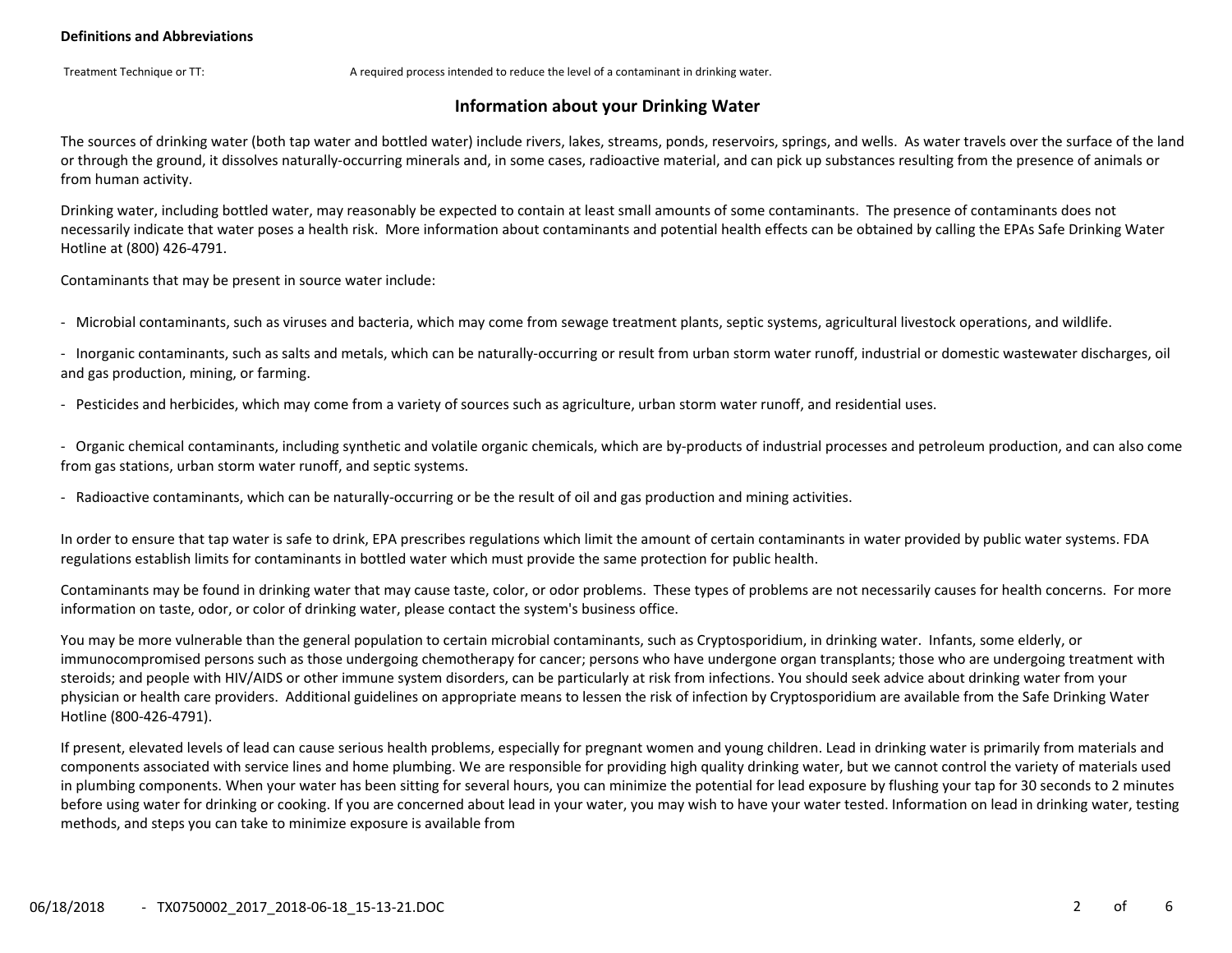**Definitions and Abbreviations**

| | |
|---|---|
| Treatment Technique or TT: | A required process intended to reduce the level of a contaminant in drinking water. |

## Information about your Drinking Water

The sources of drinking water (both tap water and bottled water) include rivers, lakes, streams, ponds, reservoirs, springs, and wells. As water travels over the surface of the land or through the ground, it dissolves naturally-occurring minerals and, in some cases, radioactive material, and can pick up substances resulting from the presence of animals or from human activity.

Drinking water, including bottled water, may reasonably be expected to contain at least small amounts of some contaminants. The presence of contaminants does not necessarily indicate that water poses a health risk. More information about contaminants and potential health effects can be obtained by calling the EPAs Safe Drinking Water Hotline at (800) 426-4791.

Contaminants that may be present in source water include:

- Microbial contaminants, such as viruses and bacteria, which may come from sewage treatment plants, septic systems, agricultural livestock operations, and wildlife.

- Inorganic contaminants, such as salts and metals, which can be naturally-occurring or result from urban storm water runoff, industrial or domestic wastewater discharges, oil and gas production, mining, or farming.

- Pesticides and herbicides, which may come from a variety of sources such as agriculture, urban storm water runoff, and residential uses.

- Organic chemical contaminants, including synthetic and volatile organic chemicals, which are by-products of industrial processes and petroleum production, and can also come from gas stations, urban storm water runoff, and septic systems.

- Radioactive contaminants, which can be naturally-occurring or be the result of oil and gas production and mining activities.

In order to ensure that tap water is safe to drink, EPA prescribes regulations which limit the amount of certain contaminants in water provided by public water systems. FDA regulations establish limits for contaminants in bottled water which must provide the same protection for public health.

Contaminants may be found in drinking water that may cause taste, color, or odor problems. These types of problems are not necessarily causes for health concerns. For more information on taste, odor, or color of drinking water, please contact the system's business office.

You may be more vulnerable than the general population to certain microbial contaminants, such as Cryptosporidium, in drinking water. Infants, some elderly, or immunocompromised persons such as those undergoing chemotherapy for cancer; persons who have undergone organ transplants; those who are undergoing treatment with steroids; and people with HIV/AIDS or other immune system disorders, can be particularly at risk from infections. You should seek advice about drinking water from your physician or health care providers. Additional guidelines on appropriate means to lessen the risk of infection by Cryptosporidium are available from the Safe Drinking Water Hotline (800-426-4791).

If present, elevated levels of lead can cause serious health problems, especially for pregnant women and young children. Lead in drinking water is primarily from materials and components associated with service lines and home plumbing. We are responsible for providing high quality drinking water, but we cannot control the variety of materials used in plumbing components. When your water has been sitting for several hours, you can minimize the potential for lead exposure by flushing your tap for 30 seconds to 2 minutes before using water for drinking or cooking. If you are concerned about lead in your water, you may wish to have your water tested. Information on lead in drinking water, testing methods, and steps you can take to minimize exposure is available from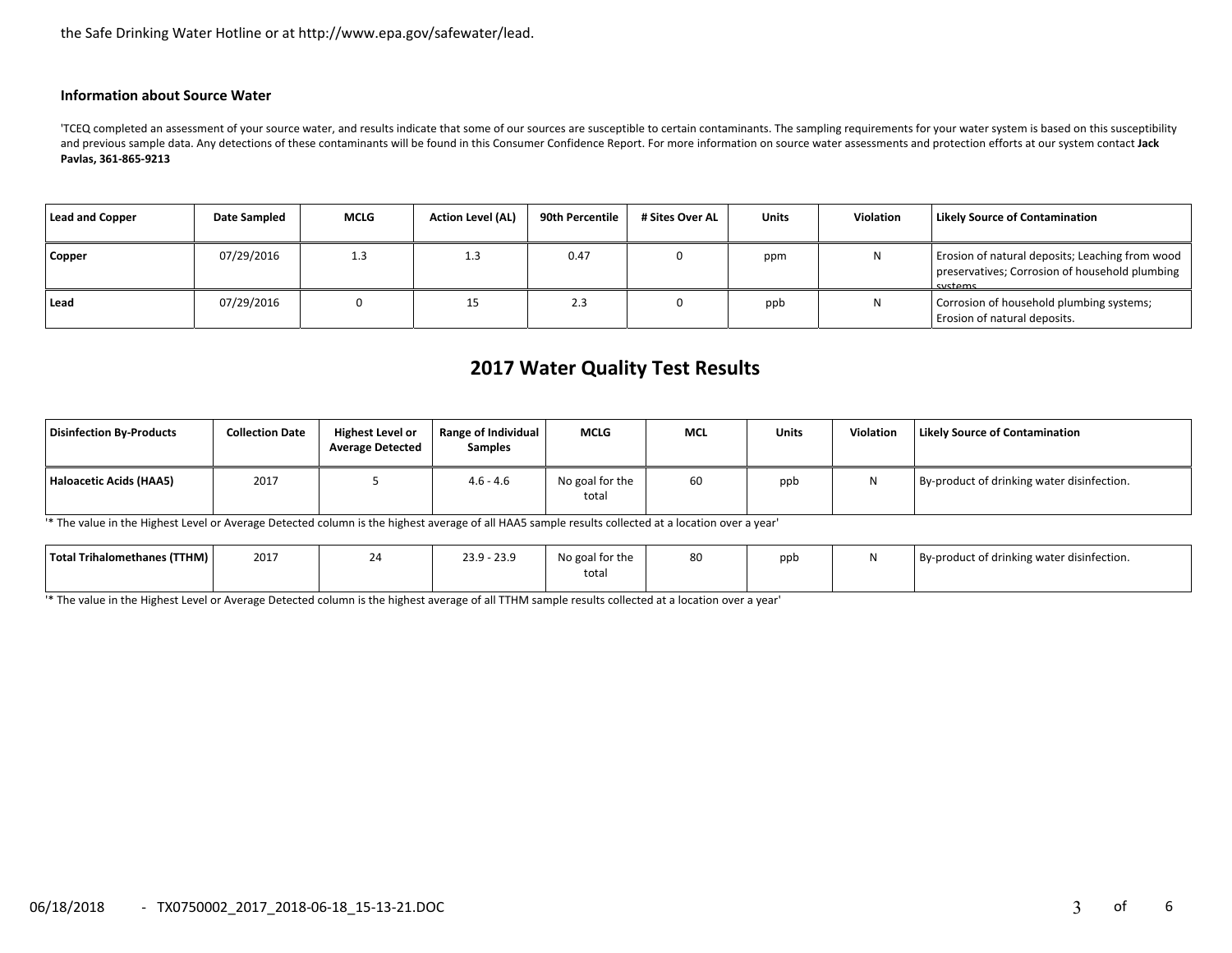the Safe Drinking Water Hotline or at http://www.epa.gov/safewater/lead.

### Information about Source Water

'TCEQ completed an assessment of your source water, and results indicate that some of our sources are susceptible to certain contaminants. The sampling requirements for your water system is based on this susceptibility and previous sample data. Any detections of these contaminants will be found in this Consumer Confidence Report. For more information on source water assessments and protection efforts at our system contact **Jack Pavlas, 361-865-9213**

| Lead and Copper | Date Sampled | MCLG | Action Level (AL) | 90th Percentile | # Sites Over AL | Units | Violation | Likely Source of Contamination |
|---|---|---|---|---|---|---|---|---|
| **Copper** | 07/29/2016 | 1.3 | 1.3 | 0.47 | 0 | ppm | N | Erosion of natural deposits; Leaching from wood preservatives; Corrosion of household plumbing systems. |
| **Lead** | 07/29/2016 | 0 | 15 | 2.3 | 0 | ppb | N | Corrosion of household plumbing systems; Erosion of natural deposits. |

## 2017 Water Quality Test Results

| Disinfection By-Products | Collection Date | Highest Level or Average Detected | Range of Individual Samples | MCLG | MCL | Units | Violation | Likely Source of Contamination |
|---|---|---|---|---|---|---|---|---|
| **Haloacetic Acids (HAA5)** | 2017 | 5 | 4.6 - 4.6 | No goal for the total | 60 | ppb | N | By-product of drinking water disinfection. |

'* The value in the Highest Level or Average Detected column is the highest average of all HAA5 sample results collected at a location over a year'

| Disinfection By-Products | Collection Date | Highest Level or Average Detected | Range of Individual Samples | MCLG | MCL | Units | Violation | Likely Source of Contamination |
|---|---|---|---|---|---|---|---|---|
| **Total Trihalomethanes (TTHM)** | 2017 | 24 | 23.9 - 23.9 | No goal for the total | 80 | ppb | N | By-product of drinking water disinfection. |

'* The value in the Highest Level or Average Detected column is the highest average of all TTHM sample results collected at a location over a year'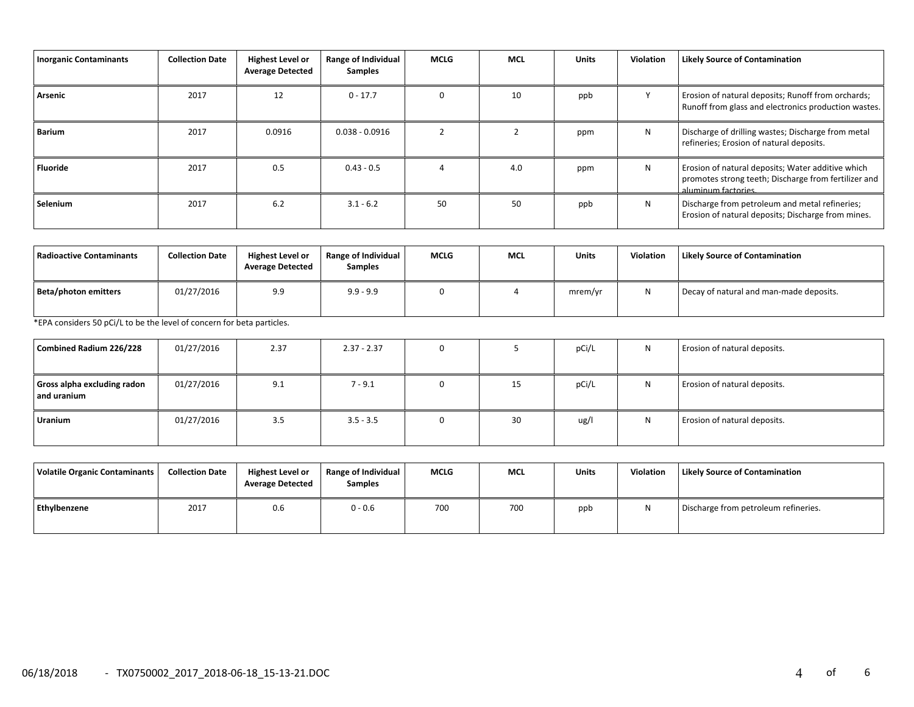| Inorganic Contaminants | Collection Date | Highest Level or Average Detected | Range of Individual Samples | MCLG | MCL | Units | Violation | Likely Source of Contamination |
|---|---|---|---|---|---|---|---|---|
| Arsenic | 2017 | 12 | 0 - 17.7 | 0 | 10 | ppb | Y | Erosion of natural deposits; Runoff from orchards; Runoff from glass and electronics production wastes. |
| Barium | 2017 | 0.0916 | 0.038 - 0.0916 | 2 | 2 | ppm | N | Discharge of drilling wastes; Discharge from metal refineries; Erosion of natural deposits. |
| Fluoride | 2017 | 0.5 | 0.43 - 0.5 | 4 | 4.0 | ppm | N | Erosion of natural deposits; Water additive which promotes strong teeth; Discharge from fertilizer and aluminum factories. |
| Selenium | 2017 | 6.2 | 3.1 - 6.2 | 50 | 50 | ppb | N | Discharge from petroleum and metal refineries; Erosion of natural deposits; Discharge from mines. |

| Radioactive Contaminants | Collection Date | Highest Level or Average Detected | Range of Individual Samples | MCLG | MCL | Units | Violation | Likely Source of Contamination |
|---|---|---|---|---|---|---|---|---|
| Beta/photon emitters | 01/27/2016 | 9.9 | 9.9 - 9.9 | 0 | 4 | mrem/yr | N | Decay of natural and man-made deposits. |

*EPA considers 50 pCi/L to be the level of concern for beta particles.

| Radioactive Contaminants | Collection Date | Highest Level or Average Detected | Range of Individual Samples | MCLG | MCL | Units | Violation | Likely Source of Contamination |
|---|---|---|---|---|---|---|---|---|
| Combined Radium 226/228 | 01/27/2016 | 2.37 | 2.37 - 2.37 | 0 | 5 | pCi/L | N | Erosion of natural deposits. |
| Gross alpha excluding radon and uranium | 01/27/2016 | 9.1 | 7 - 9.1 | 0 | 15 | pCi/L | N | Erosion of natural deposits. |
| Uranium | 01/27/2016 | 3.5 | 3.5 - 3.5 | 0 | 30 | ug/l | N | Erosion of natural deposits. |

| Volatile Organic Contaminants | Collection Date | Highest Level or Average Detected | Range of Individual Samples | MCLG | MCL | Units | Violation | Likely Source of Contamination |
|---|---|---|---|---|---|---|---|---|
| Ethylbenzene | 2017 | 0.6 | 0 - 0.6 | 700 | 700 | ppb | N | Discharge from petroleum refineries. |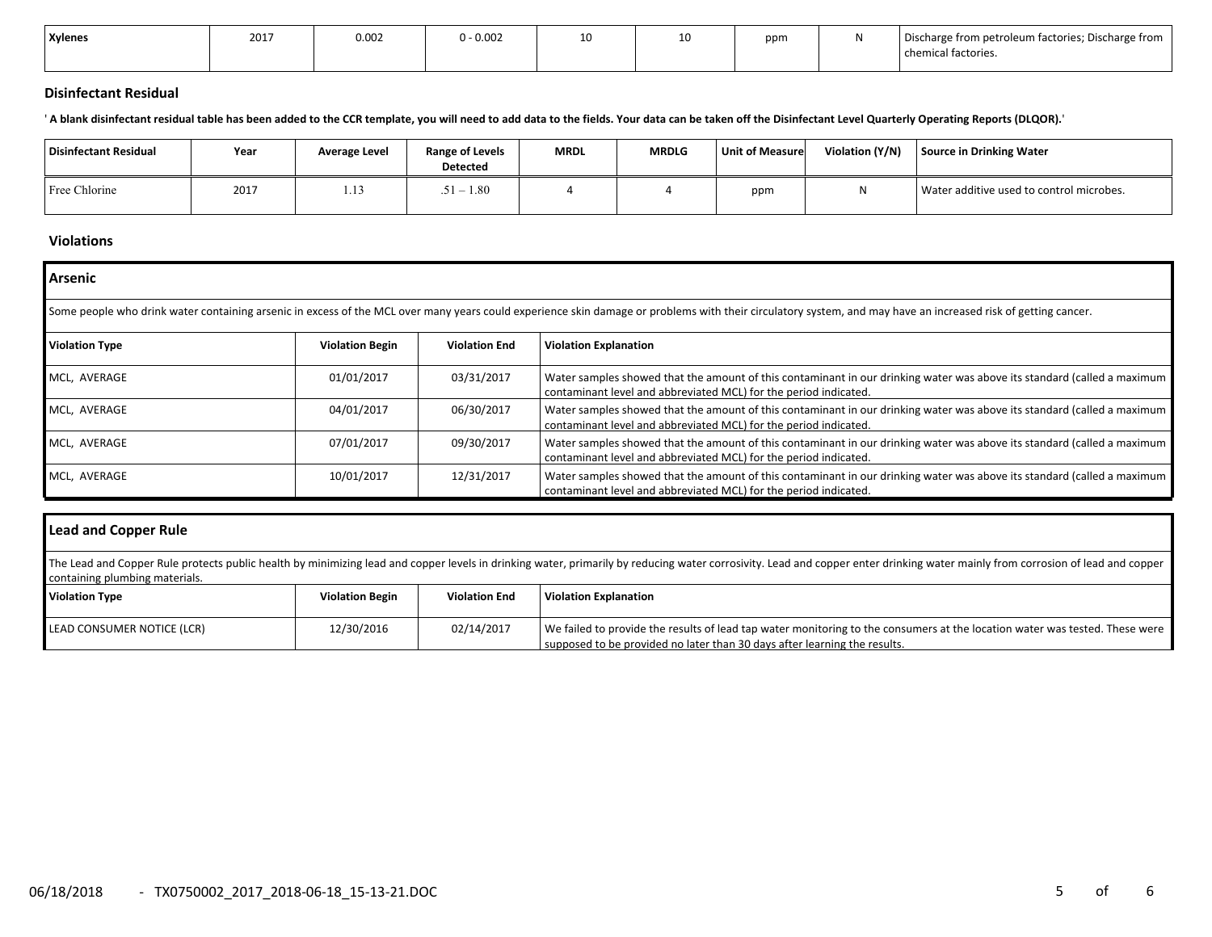| Xylenes | 2017 | 0.002 | 0 - 0.002 | 10 | 10 | ppm | N | Discharge from petroleum factories; Discharge from chemical factories. |
|---|---|---|---|---|---|---|---|---|

## Disinfectant Residual

**' A blank disinfectant residual table has been added to the CCR template, you will need to add data to the fields. Your data can be taken off the Disinfectant Level Quarterly Operating Reports (DLQOR).'**

| Disinfectant Residual | Year | Average Level | Range of Levels Detected | MRDL | MRDLG | Unit of Measure | Violation (Y/N) | Source in Drinking Water |
|---|---|---|---|---|---|---|---|---|
| Free Chlorine | 2017 | 1.13 | .51 – 1.80 | 4 | 4 | ppm | N | Water additive used to control microbes. |

## Violations

### Arsenic

Some people who drink water containing arsenic in excess of the MCL over many years could experience skin damage or problems with their circulatory system, and may have an increased risk of getting cancer.

| Violation Type | Violation Begin | Violation End | Violation Explanation |
|---|---|---|---|
| MCL, AVERAGE | 01/01/2017 | 03/31/2017 | Water samples showed that the amount of this contaminant in our drinking water was above its standard (called a maximum contaminant level and abbreviated MCL) for the period indicated. |
| MCL, AVERAGE | 04/01/2017 | 06/30/2017 | Water samples showed that the amount of this contaminant in our drinking water was above its standard (called a maximum contaminant level and abbreviated MCL) for the period indicated. |
| MCL, AVERAGE | 07/01/2017 | 09/30/2017 | Water samples showed that the amount of this contaminant in our drinking water was above its standard (called a maximum contaminant level and abbreviated MCL) for the period indicated. |
| MCL, AVERAGE | 10/01/2017 | 12/31/2017 | Water samples showed that the amount of this contaminant in our drinking water was above its standard (called a maximum contaminant level and abbreviated MCL) for the period indicated. |

### Lead and Copper Rule

The Lead and Copper Rule protects public health by minimizing lead and copper levels in drinking water, primarily by reducing water corrosivity. Lead and copper enter drinking water mainly from corrosion of lead and copper containing plumbing materials.

| Violation Type | Violation Begin | Violation End | Violation Explanation |
|---|---|---|---|
| LEAD CONSUMER NOTICE (LCR) | 12/30/2016 | 02/14/2017 | We failed to provide the results of lead tap water monitoring to the consumers at the location water was tested. These were supposed to be provided no later than 30 days after learning the results. |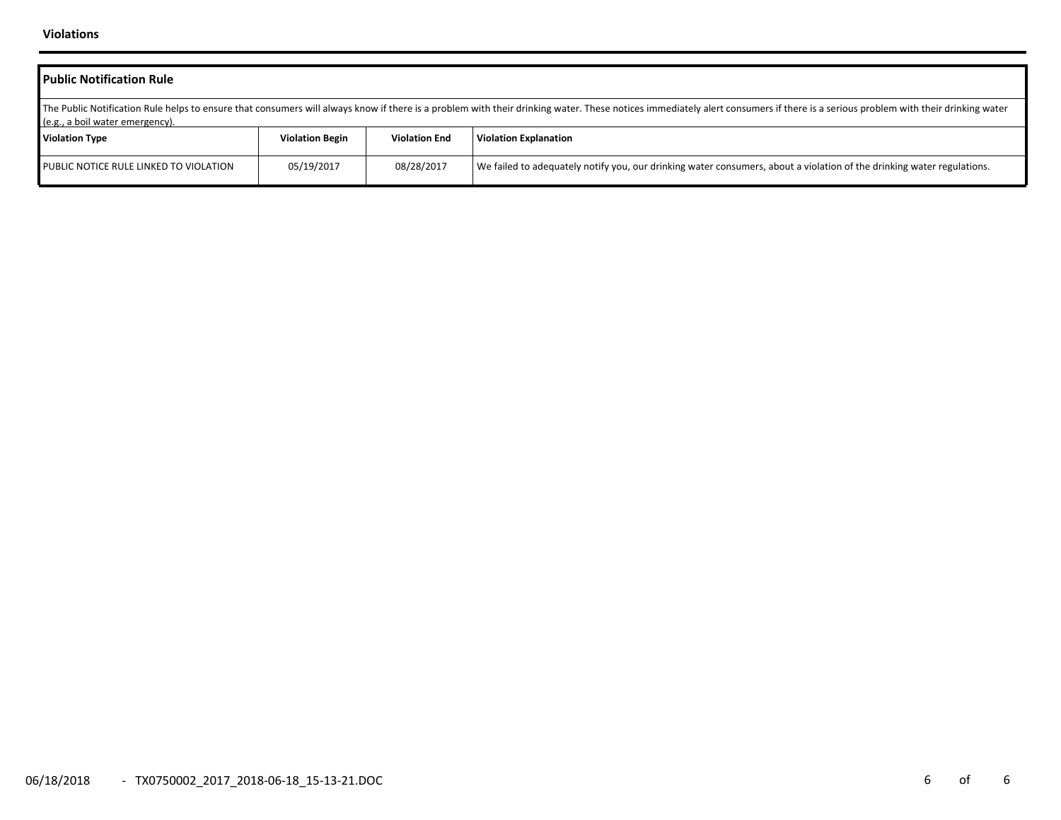## Violations

### Public Notification Rule

The Public Notification Rule helps to ensure that consumers will always know if there is a problem with their drinking water. These notices immediately alert consumers if there is a serious problem with their drinking water (e.g., a boil water emergency).

| Violation Type | Violation Begin | Violation End | Violation Explanation |
|---|---|---|---|
| PUBLIC NOTICE RULE LINKED TO VIOLATION | 05/19/2017 | 08/28/2017 | We failed to adequately notify you, our drinking water consumers, about a violation of the drinking water regulations. |